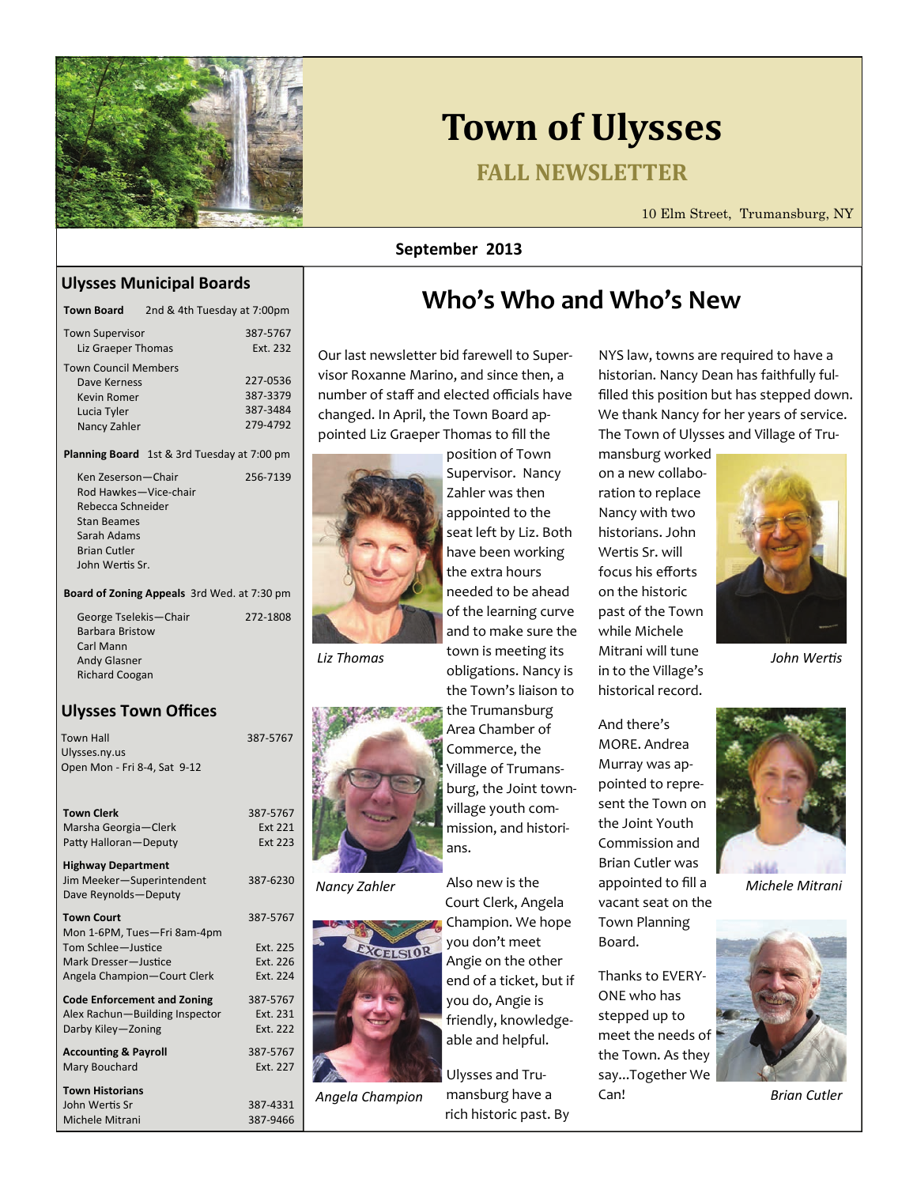# Town of Ulysses

## FALL NEWSLETTER

10 Elm Street, Trumansburg, NY

**September 2013**

## Ulysses Municipal Boards

| **Town Board** | 2nd & 4th Tuesday at 7:00pm |
|---|---|
| Town Supervisor | 387-5767 |
| Liz Graeper Thomas | Ext. 232 |
| Town Council Members | |
| Dave Kerness | 227-0536 |
| Kevin Romer | 387-3379 |
| Lucia Tyler | 387-3484 |
| Nancy Zahler | 279-4792 |

| **Planning Board** | 1st & 3rd Tuesday at 7:00 pm |
|---|---|
| Ken Zeserson—Chair | 256-7139 |
| Rod Hawkes—Vice-chair | |
| Rebecca Schneider | |
| Stan Beames | |
| Sarah Adams | |
| Brian Cutler | |
| John Wertis Sr. | |

| **Board of Zoning Appeals** | 3rd Wed. at 7:30 pm |
|---|---|
| George Tselekis—Chair | 272-1808 |
| Barbara Bristow | |
| Carl Mann | |
| Andy Glasner | |
| Richard Coogan | |

## Ulysses Town Offices

| | |
|---|---|
| Town Hall | 387-5767 |
| Ulysses.ny.us | |
| Open Mon - Fri 8-4, Sat 9-12 | |
| **Town Clerk** | 387-5767 |
| Marsha Georgia—Clerk | Ext 221 |
| Patty Halloran—Deputy | Ext 223 |
| **Highway Department** | |
| Jim Meeker—Superintendent | 387-6230 |
| Dave Reynolds—Deputy | |
| **Town Court** | 387-5767 |
| Mon 1-6PM, Tues—Fri 8am-4pm | |
| Tom Schlee—Justice | Ext. 225 |
| Mark Dresser—Justice | Ext. 226 |
| Angela Champion—Court Clerk | Ext. 224 |
| **Code Enforcement and Zoning** | 387-5767 |
| Alex Rachun—Building Inspector | Ext. 231 |
| Darby Kiley—Zoning | Ext. 222 |
| **Accounting & Payroll** | 387-5767 |
| Mary Bouchard | Ext. 227 |
| **Town Historians** | |
| John Wertis Sr | 387-4331 |
| Michele Mitrani | 387-9466 |

## Who's Who and Who's New

Our last newsletter bid farewell to Supervisor Roxanne Marino, and since then, a number of staff and elected officials have changed. In April, the Town Board appointed Liz Graeper Thomas to fill the position of Town Supervisor. Nancy Zahler was then appointed to the seat left by Liz. Both have been working the extra hours needed to be ahead of the learning curve and to make sure the town is meeting its obligations. Nancy is the Town's liaison to the Trumansburg Area Chamber of Commerce, the Village of Trumansburg, the Joint town-village youth commission, and historians.

*Liz Thomas*

*Nancy Zahler*

Also new is the Court Clerk, Angela Champion. We hope you don't meet Angie on the other end of a ticket, but if you do, Angie is friendly, knowledgeable and helpful.

*Angela Champion*

Ulysses and Trumansburg have a rich historic past. By NYS law, towns are required to have a historian. Nancy Dean has faithfully fulfilled this position but has stepped down. We thank Nancy for her years of service. The Town of Ulysses and Village of Trumansburg worked on a new collaboration to replace Nancy with two historians. John Wertis Sr. will focus his efforts on the historic past of the Town while Michele Mitrani will tune in to the Village's historical record.

*John Wertis*

And there's MORE. Andrea Murray was appointed to represent the Town on the Joint Youth Commission and Brian Cutler was appointed to fill a vacant seat on the Town Planning Board.

*Michele Mitrani*

Thanks to EVERYONE who has stepped up to meet the needs of the Town. As they say...Together We Can!

*Brian Cutler*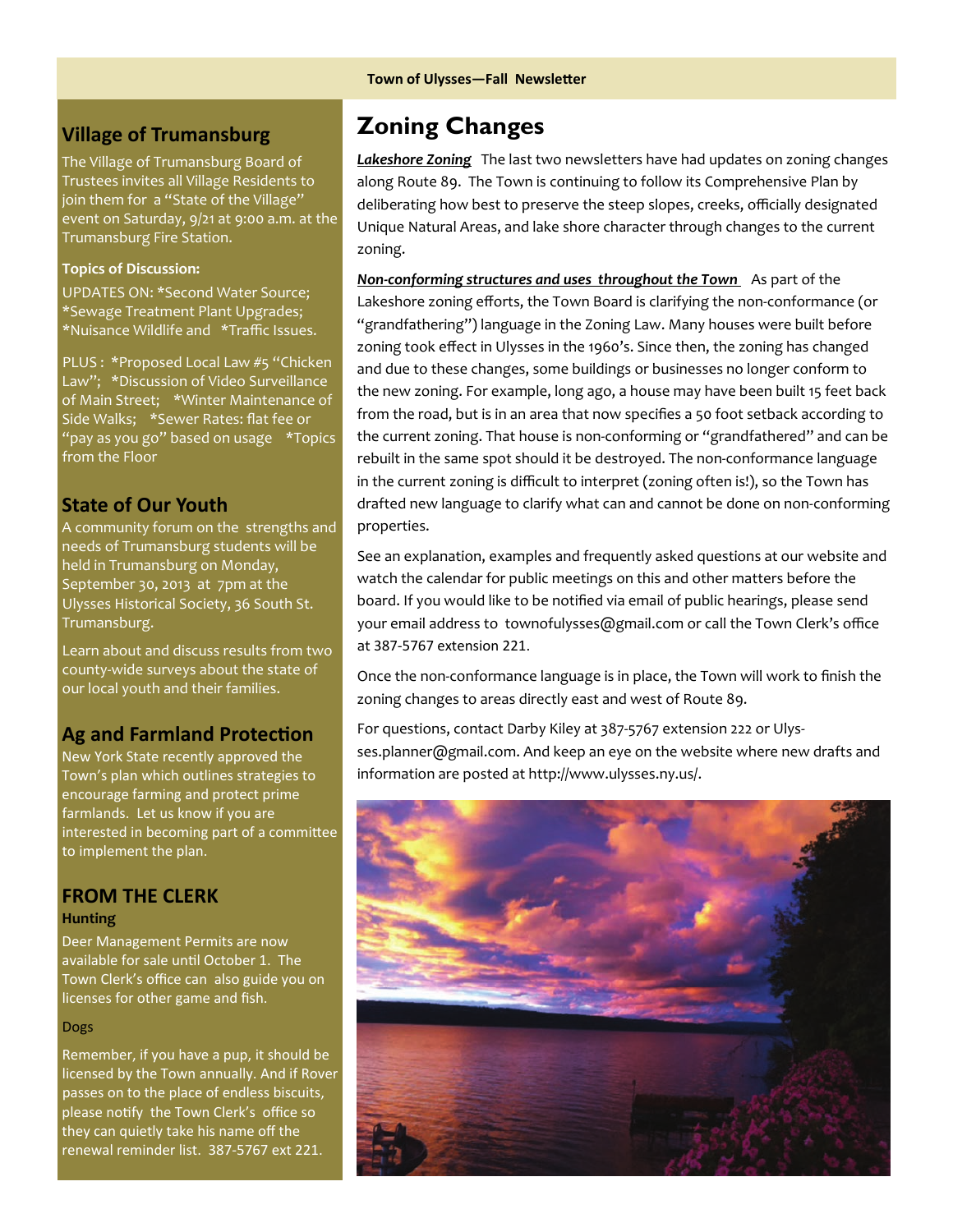## Village of Trumansburg

The Village of Trumansburg Board of Trustees invites all Village Residents to join them for a "State of the Village" event on Saturday, 9/21 at 9:00 a.m. at the Trumansburg Fire Station.

**Topics of Discussion:**

UPDATES ON: *Second Water Source; *Sewage Treatment Plant Upgrades; *Nuisance Wildlife and *Traffic Issues.

PLUS : *Proposed Local Law #5 "Chicken Law"; *Discussion of Video Surveillance of Main Street; *Winter Maintenance of Side Walks; *Sewer Rates: flat fee or "pay as you go" based on usage *Topics from the Floor

## State of Our Youth

A community forum on the strengths and needs of Trumansburg students will be held in Trumansburg on Monday, September 30, 2013 at 7pm at the Ulysses Historical Society, 36 South St. Trumansburg.

Learn about and discuss results from two county-wide surveys about the state of our local youth and their families.

## Ag and Farmland Protection

New York State recently approved the Town's plan which outlines strategies to encourage farming and protect prime farmlands. Let us know if you are interested in becoming part of a committee to implement the plan.

## FROM THE CLERK

### Hunting

Deer Management Permits are now available for sale until October 1. The Town Clerk's office can also guide you on licenses for other game and fish.

### Dogs

Remember, if you have a pup, it should be licensed by the Town annually. And if Rover passes on to the place of endless biscuits, please notify the Town Clerk's office so they can quietly take his name off the renewal reminder list. 387-5767 ext 221.

# Zoning Changes

***Lakeshore Zoning*** The last two newsletters have had updates on zoning changes along Route 89. The Town is continuing to follow its Comprehensive Plan by deliberating how best to preserve the steep slopes, creeks, officially designated Unique Natural Areas, and lake shore character through changes to the current zoning.

***Non-conforming structures and uses throughout the Town*** As part of the Lakeshore zoning efforts, the Town Board is clarifying the non-conformance (or "grandfathering") language in the Zoning Law. Many houses were built before zoning took effect in Ulysses in the 1960's. Since then, the zoning has changed and due to these changes, some buildings or businesses no longer conform to the new zoning. For example, long ago, a house may have been built 15 feet back from the road, but is in an area that now specifies a 50 foot setback according to the current zoning. That house is non-conforming or "grandfathered" and can be rebuilt in the same spot should it be destroyed. The non-conformance language in the current zoning is difficult to interpret (zoning often is!), so the Town has drafted new language to clarify what can and cannot be done on non-conforming properties.

See an explanation, examples and frequently asked questions at our website and watch the calendar for public meetings on this and other matters before the board. If you would like to be notified via email of public hearings, please send your email address to townofulysses@gmail.com or call the Town Clerk's office at 387-5767 extension 221.

Once the non-conformance language is in place, the Town will work to finish the zoning changes to areas directly east and west of Route 89.

For questions, contact Darby Kiley at 387-5767 extension 222 or Ulysses.planner@gmail.com. And keep an eye on the website where new drafts and information are posted at http://www.ulysses.ny.us/.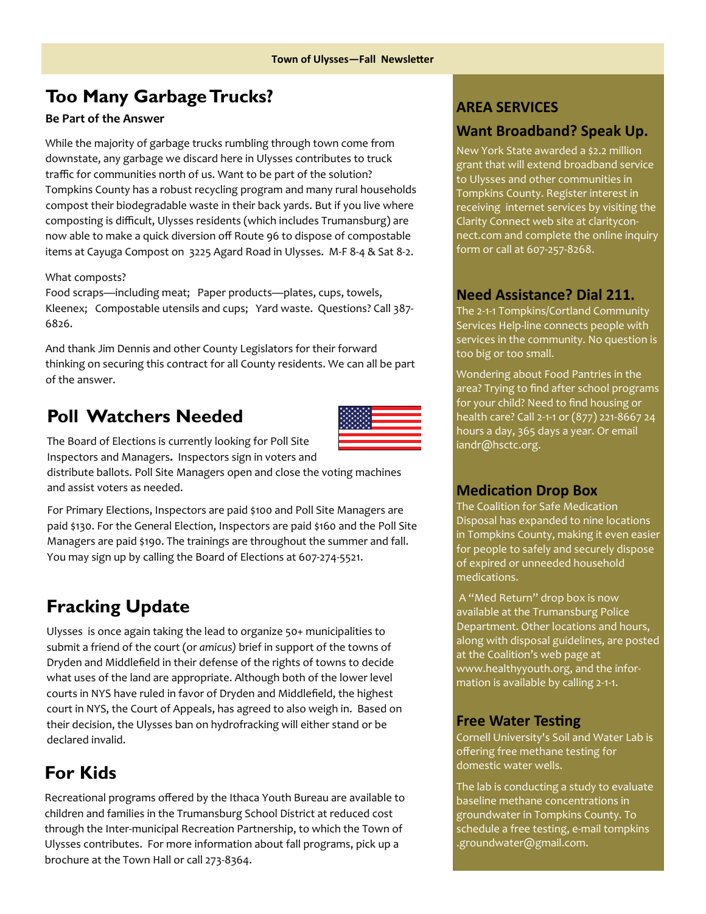## Too Many Garbage Trucks?

**Be Part of the Answer**

While the majority of garbage trucks rumbling through town come from downstate, any garbage we discard here in Ulysses contributes to truck traffic for communities north of us. Want to be part of the solution? Tompkins County has a robust recycling program and many rural households compost their biodegradable waste in their back yards. But if you live where composting is difficult, Ulysses residents (which includes Trumansburg) are now able to make a quick diversion off Route 96 to dispose of compostable items at Cayuga Compost on 3225 Agard Road in Ulysses. M-F 8-4 & Sat 8-2.

What composts?
Food scraps—including meat; Paper products—plates, cups, towels, Kleenex; Compostable utensils and cups; Yard waste. Questions? Call 387-6826.

And thank Jim Dennis and other County Legislators for their forward thinking on securing this contract for all County residents. We can all be part of the answer.

## Poll Watchers Needed

The Board of Elections is currently looking for Poll Site Inspectors and Managers. Inspectors sign in voters and distribute ballots. Poll Site Managers open and close the voting machines and assist voters as needed.

For Primary Elections, Inspectors are paid $100 and Poll Site Managers are paid $130. For the General Election, Inspectors are paid $160 and the Poll Site Managers are paid $190. The trainings are throughout the summer and fall. You may sign up by calling the Board of Elections at 607-274-5521.

## Fracking Update

Ulysses is once again taking the lead to organize 50+ municipalities to submit a friend of the court (or *amicus)* brief in support of the towns of Dryden and Middlefield in their defense of the rights of towns to decide what uses of the land are appropriate. Although both of the lower level courts in NYS have ruled in favor of Dryden and Middlefield, the highest court in NYS, the Court of Appeals, has agreed to also weigh in. Based on their decision, the Ulysses ban on hydrofracking will either stand or be declared invalid.

## For Kids

Recreational programs offered by the Ithaca Youth Bureau are available to children and families in the Trumansburg School District at reduced cost through the Inter-municipal Recreation Partnership, to which the Town of Ulysses contributes. For more information about fall programs, pick up a brochure at the Town Hall or call 273-8364.

## AREA SERVICES

### Want Broadband? Speak Up.

New York State awarded a $2.2 million grant that will extend broadband service to Ulysses and other communities in Tompkins County. Register interest in receiving internet services by visiting the Clarity Connect web site at clarityconnect.com and complete the online inquiry form or call at 607-257-8268.

### Need Assistance? Dial 211.

The 2-1-1 Tompkins/Cortland Community Services Help-line connects people with services in the community. No question is too big or too small.

Wondering about Food Pantries in the area? Trying to find after school programs for your child? Need to find housing or health care? Call 2-1-1 or (877) 221-8667 24 hours a day, 365 days a year. Or email iandr@hsctc.org.

### Medication Drop Box

The Coalition for Safe Medication Disposal has expanded to nine locations in Tompkins County, making it even easier for people to safely and securely dispose of expired or unneeded household medications.

A "Med Return" drop box is now available at the Trumansburg Police Department. Other locations and hours, along with disposal guidelines, are posted at the Coalition's web page at www.healthyyouth.org, and the information is available by calling 2-1-1.

### Free Water Testing

Cornell University's Soil and Water Lab is offering free methane testing for domestic water wells.

The lab is conducting a study to evaluate baseline methane concentrations in groundwater in Tompkins County. To schedule a free testing, e-mail tompkins.groundwater@gmail.com.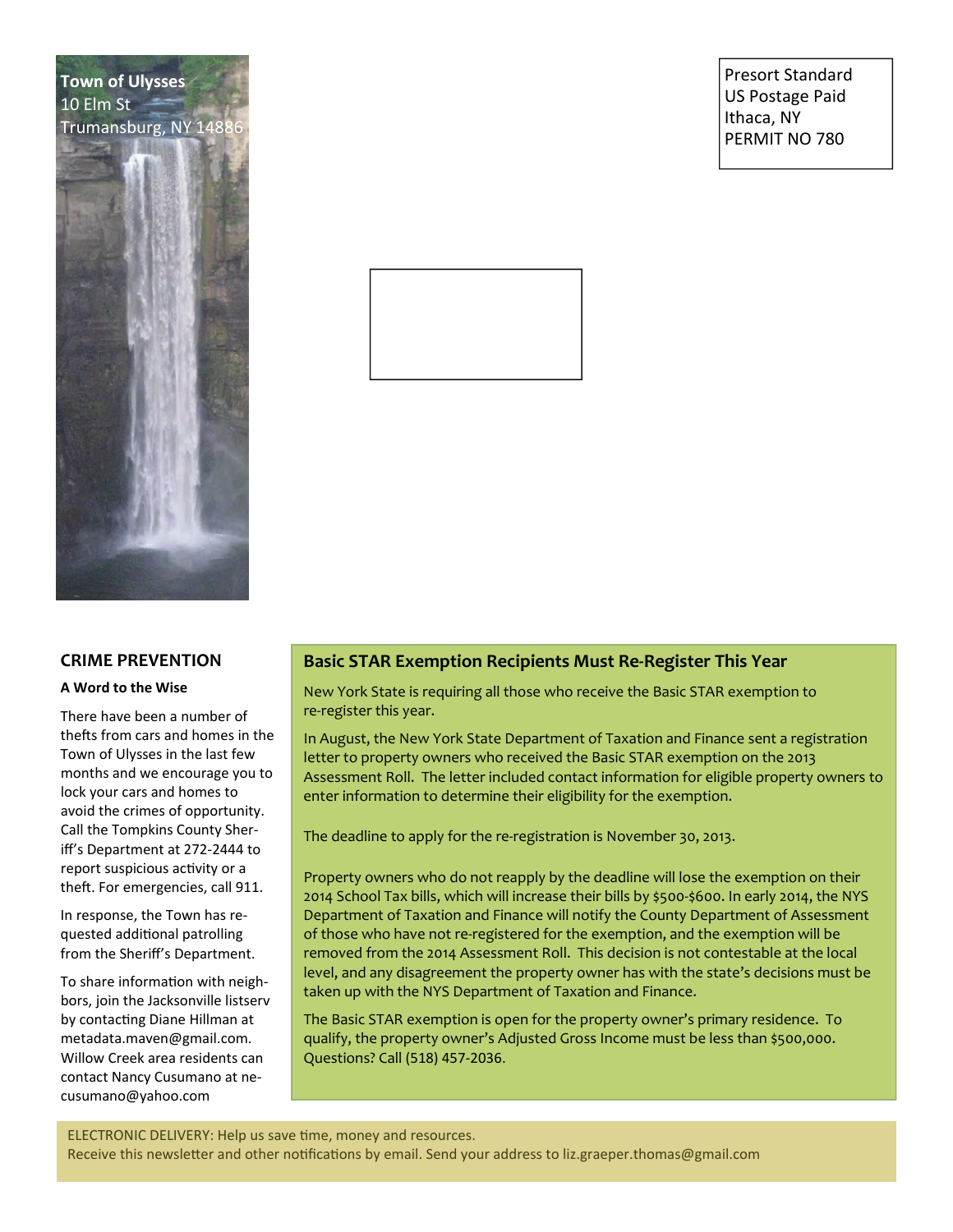**Town of Ulysses**
10 Elm St
Trumansburg, NY 14886

Presort Standard
US Postage Paid
Ithaca, NY
PERMIT NO 780

## CRIME PREVENTION

**A Word to the Wise**

There have been a number of thefts from cars and homes in the Town of Ulysses in the last few months and we encourage you to lock your cars and homes to avoid the crimes of opportunity. Call the Tompkins County Sheriff's Department at 272-2444 to report suspicious activity or a theft. For emergencies, call 911.

In response, the Town has requested additional patrolling from the Sheriff's Department.

To share information with neighbors, join the Jacksonville listserv by contacting Diane Hillman at metadata.maven@gmail.com. Willow Creek area residents can contact Nancy Cusumano at necusumano@yahoo.com

## Basic STAR Exemption Recipients Must Re-Register This Year

New York State is requiring all those who receive the Basic STAR exemption to re-register this year.

In August, the New York State Department of Taxation and Finance sent a registration letter to property owners who received the Basic STAR exemption on the 2013 Assessment Roll. The letter included contact information for eligible property owners to enter information to determine their eligibility for the exemption.

The deadline to apply for the re-registration is November 30, 2013.

Property owners who do not reapply by the deadline will lose the exemption on their 2014 School Tax bills, which will increase their bills by $500-$600. In early 2014, the NYS Department of Taxation and Finance will notify the County Department of Assessment of those who have not re-registered for the exemption, and the exemption will be removed from the 2014 Assessment Roll. This decision is not contestable at the local level, and any disagreement the property owner has with the state's decisions must be taken up with the NYS Department of Taxation and Finance.

The Basic STAR exemption is open for the property owner's primary residence. To qualify, the property owner's Adjusted Gross Income must be less than $500,000. Questions? Call (518) 457-2036.

ELECTRONIC DELIVERY: Help us save time, money and resources.
Receive this newsletter and other notifications by email. Send your address to liz.graeper.thomas@gmail.com